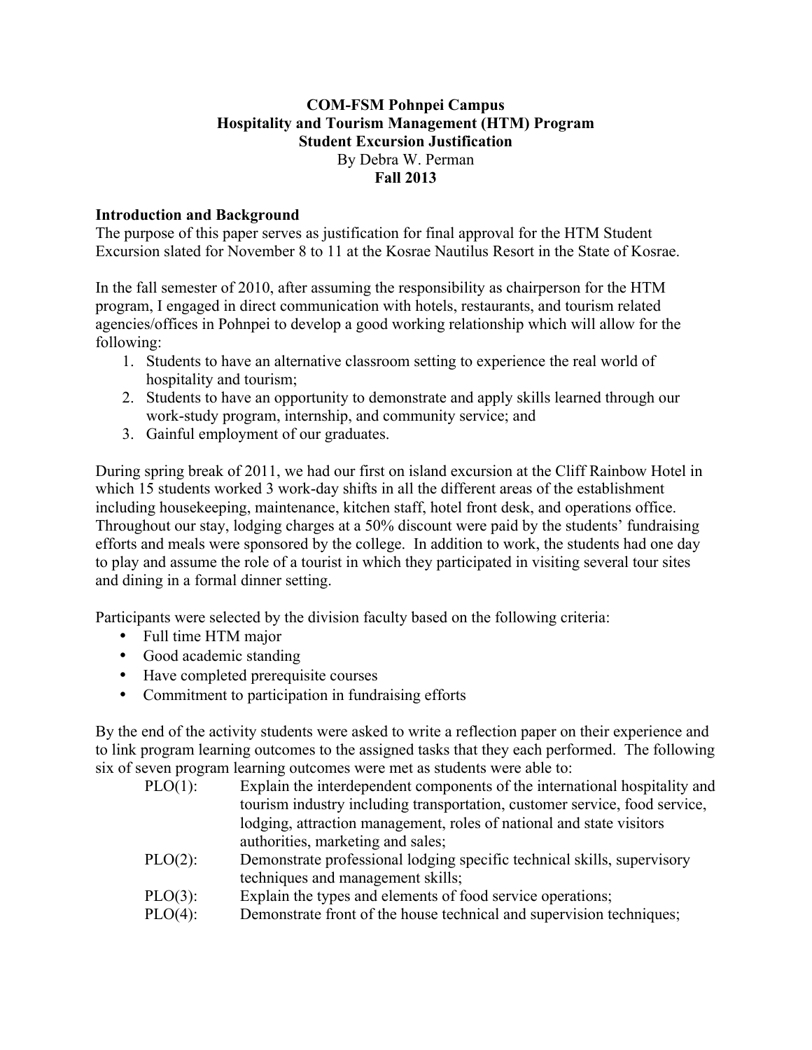**COM-FSM Pohnpei Campus**
**Hospitality and Tourism Management (HTM) Program**
**Student Excursion Justification**
By Debra W. Perman
**Fall 2013**

## Introduction and Background

The purpose of this paper serves as justification for final approval for the HTM Student Excursion slated for November 8 to 11 at the Kosrae Nautilus Resort in the State of Kosrae.

In the fall semester of 2010, after assuming the responsibility as chairperson for the HTM program, I engaged in direct communication with hotels, restaurants, and tourism related agencies/offices in Pohnpei to develop a good working relationship which will allow for the following:

1. Students to have an alternative classroom setting to experience the real world of hospitality and tourism;
2. Students to have an opportunity to demonstrate and apply skills learned through our work-study program, internship, and community service; and
3. Gainful employment of our graduates.

During spring break of 2011, we had our first on island excursion at the Cliff Rainbow Hotel in which 15 students worked 3 work-day shifts in all the different areas of the establishment including housekeeping, maintenance, kitchen staff, hotel front desk, and operations office. Throughout our stay, lodging charges at a 50% discount were paid by the students' fundraising efforts and meals were sponsored by the college. In addition to work, the students had one day to play and assume the role of a tourist in which they participated in visiting several tour sites and dining in a formal dinner setting.

Participants were selected by the division faculty based on the following criteria:

- Full time HTM major
- Good academic standing
- Have completed prerequisite courses
- Commitment to participation in fundraising efforts

By the end of the activity students were asked to write a reflection paper on their experience and to link program learning outcomes to the assigned tasks that they each performed. The following six of seven program learning outcomes were met as students were able to:

- PLO(1): Explain the interdependent components of the international hospitality and tourism industry including transportation, customer service, food service, lodging, attraction management, roles of national and state visitors authorities, marketing and sales;
- PLO(2): Demonstrate professional lodging specific technical skills, supervisory techniques and management skills;
- PLO(3): Explain the types and elements of food service operations;
- PLO(4): Demonstrate front of the house technical and supervision techniques;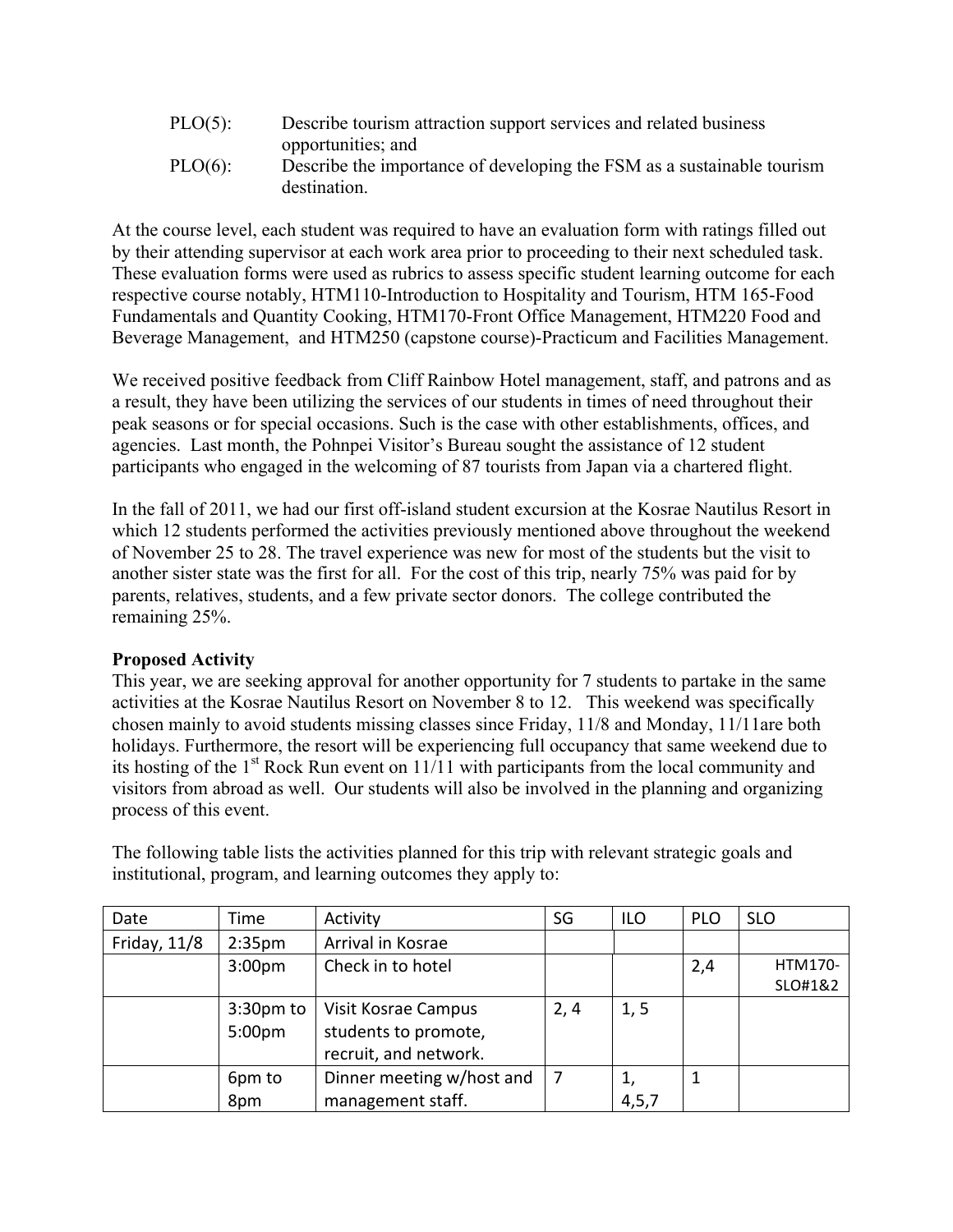PLO(5): Describe tourism attraction support services and related business opportunities; and

PLO(6): Describe the importance of developing the FSM as a sustainable tourism destination.

At the course level, each student was required to have an evaluation form with ratings filled out by their attending supervisor at each work area prior to proceeding to their next scheduled task. These evaluation forms were used as rubrics to assess specific student learning outcome for each respective course notably, HTM110-Introduction to Hospitality and Tourism, HTM 165-Food Fundamentals and Quantity Cooking, HTM170-Front Office Management, HTM220 Food and Beverage Management, and HTM250 (capstone course)-Practicum and Facilities Management.

We received positive feedback from Cliff Rainbow Hotel management, staff, and patrons and as a result, they have been utilizing the services of our students in times of need throughout their peak seasons or for special occasions. Such is the case with other establishments, offices, and agencies. Last month, the Pohnpei Visitor's Bureau sought the assistance of 12 student participants who engaged in the welcoming of 87 tourists from Japan via a chartered flight.

In the fall of 2011, we had our first off-island student excursion at the Kosrae Nautilus Resort in which 12 students performed the activities previously mentioned above throughout the weekend of November 25 to 28. The travel experience was new for most of the students but the visit to another sister state was the first for all. For the cost of this trip, nearly 75% was paid for by parents, relatives, students, and a few private sector donors. The college contributed the remaining 25%.

**Proposed Activity**

This year, we are seeking approval for another opportunity for 7 students to partake in the same activities at the Kosrae Nautilus Resort on November 8 to 12. This weekend was specifically chosen mainly to avoid students missing classes since Friday, 11/8 and Monday, 11/11are both holidays. Furthermore, the resort will be experiencing full occupancy that same weekend due to its hosting of the 1st Rock Run event on 11/11 with participants from the local community and visitors from abroad as well. Our students will also be involved in the planning and organizing process of this event.

The following table lists the activities planned for this trip with relevant strategic goals and institutional, program, and learning outcomes they apply to:

| Date | Time | Activity | SG | ILO | PLO | SLO |
|---|---|---|---|---|---|---|
| Friday, 11/8 | 2:35pm | Arrival in Kosrae | | | | |
| | 3:00pm | Check in to hotel | | | 2,4 | HTM170-SLO#1&2 |
| | 3:30pm to 5:00pm | Visit Kosrae Campus students to promote, recruit, and network. | 2, 4 | 1, 5 | | |
| | 6pm to 8pm | Dinner meeting w/host and management staff. | 7 | 1, 4,5,7 | 1 | |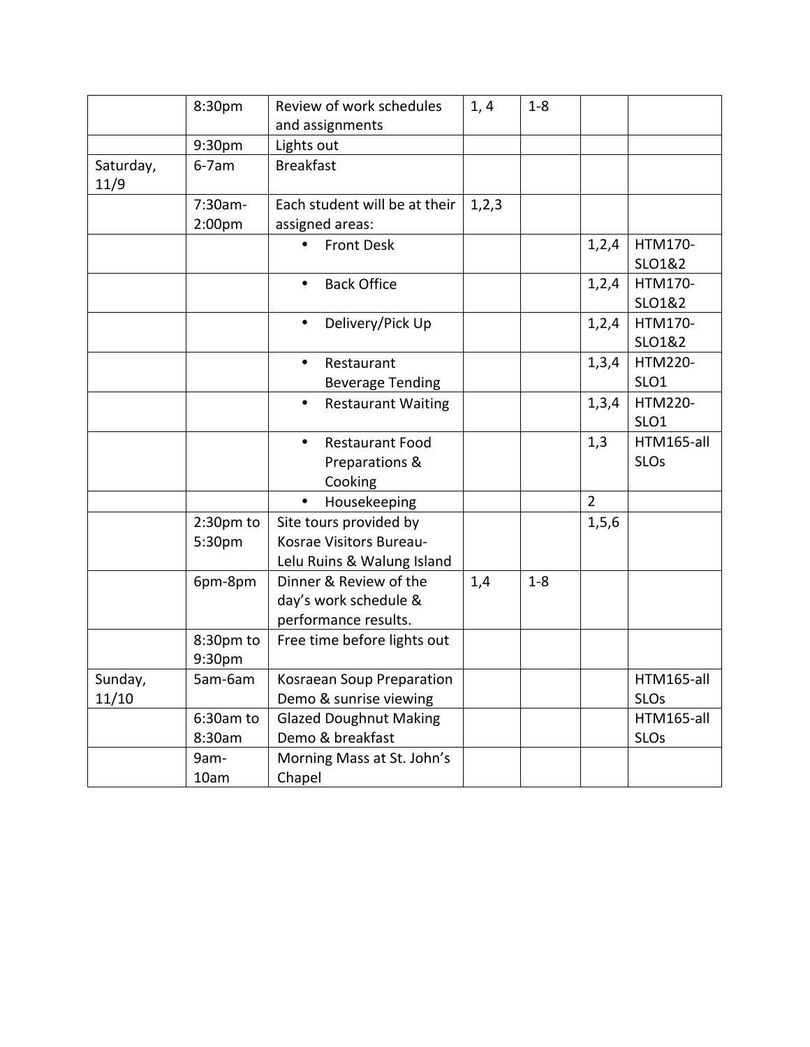|  |  |  |  |  |  |  |
|---|---|---|---|---|---|---|
|  | 8:30pm | Review of work schedules and assignments | 1, 4 | 1-8 |  |  |
|  | 9:30pm | Lights out |  |  |  |  |
| Saturday, 11/9 | 6-7am | Breakfast |  |  |  |  |
|  | 7:30am-2:00pm | Each student will be at their assigned areas: | 1,2,3 |  |  |  |
|  |  | • Front Desk |  |  | 1,2,4 | HTM170-SLO1&2 |
|  |  | • Back Office |  |  | 1,2,4 | HTM170-SLO1&2 |
|  |  | • Delivery/Pick Up |  |  | 1,2,4 | HTM170-SLO1&2 |
|  |  | • Restaurant Beverage Tending |  |  | 1,3,4 | HTM220-SLO1 |
|  |  | • Restaurant Waiting |  |  | 1,3,4 | HTM220-SLO1 |
|  |  | • Restaurant Food Preparations & Cooking |  |  | 1,3 | HTM165-all SLOs |
|  |  | • Housekeeping |  |  | 2 |  |
|  | 2:30pm to 5:30pm | Site tours provided by Kosrae Visitors Bureau- Lelu Ruins & Walung Island |  |  | 1,5,6 |  |
|  | 6pm-8pm | Dinner & Review of the day's work schedule & performance results. | 1,4 | 1-8 |  |  |
|  | 8:30pm to 9:30pm | Free time before lights out |  |  |  |  |
| Sunday, 11/10 | 5am-6am | Kosraean Soup Preparation Demo & sunrise viewing |  |  |  | HTM165-all SLOs |
|  | 6:30am to 8:30am | Glazed Doughnut Making Demo & breakfast |  |  |  | HTM165-all SLOs |
|  | 9am-10am | Morning Mass at St. John's Chapel |  |  |  |  |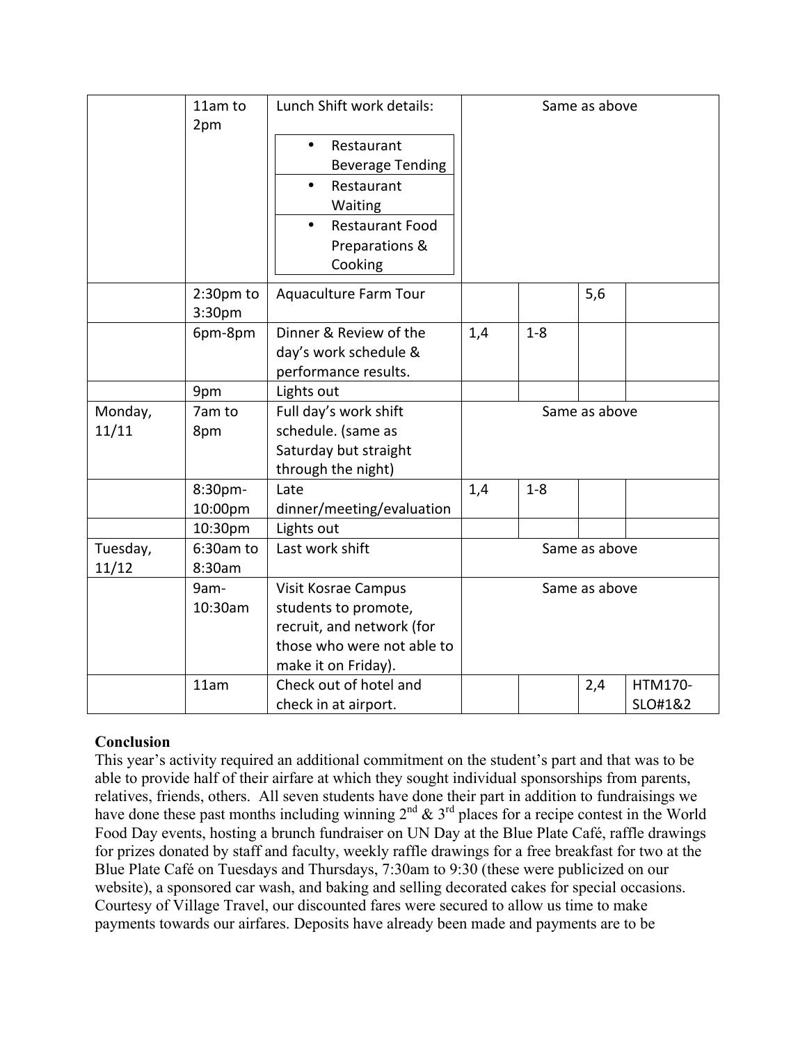|  |  |  |  |  |  |  |
|---|---|---|---|---|---|---|
|  | 11am to 2pm | Lunch Shift work details:<br>• Restaurant Beverage Tending<br>• Restaurant Waiting<br>• Restaurant Food Preparations & Cooking | Same as above | | | |
|  | 2:30pm to 3:30pm | Aquaculture Farm Tour |  |  | 5,6 |  |
|  | 6pm-8pm | Dinner & Review of the day's work schedule & performance results. | 1,4 | 1-8 |  |  |
|  | 9pm | Lights out |  |  |  |  |
| Monday, 11/11 | 7am to 8pm | Full day's work shift schedule. (same as Saturday but straight through the night) | Same as above | | | |
|  | 8:30pm-10:00pm | Late dinner/meeting/evaluation | 1,4 | 1-8 |  |  |
|  | 10:30pm | Lights out |  |  |  |  |
| Tuesday, 11/12 | 6:30am to 8:30am | Last work shift | Same as above | | | |
|  | 9am-10:30am | Visit Kosrae Campus students to promote, recruit, and network (for those who were not able to make it on Friday). | Same as above | | | |
|  | 11am | Check out of hotel and check in at airport. |  |  | 2,4 | HTM170-SLO#1&2 |

**Conclusion**

This year's activity required an additional commitment on the student's part and that was to be able to provide half of their airfare at which they sought individual sponsorships from parents, relatives, friends, others. All seven students have done their part in addition to fundraisings we have done these past months including winning 2nd & 3rd places for a recipe contest in the World Food Day events, hosting a brunch fundraiser on UN Day at the Blue Plate Café, raffle drawings for prizes donated by staff and faculty, weekly raffle drawings for a free breakfast for two at the Blue Plate Café on Tuesdays and Thursdays, 7:30am to 9:30 (these were publicized on our website), a sponsored car wash, and baking and selling decorated cakes for special occasions. Courtesy of Village Travel, our discounted fares were secured to allow us time to make payments towards our airfares. Deposits have already been made and payments are to be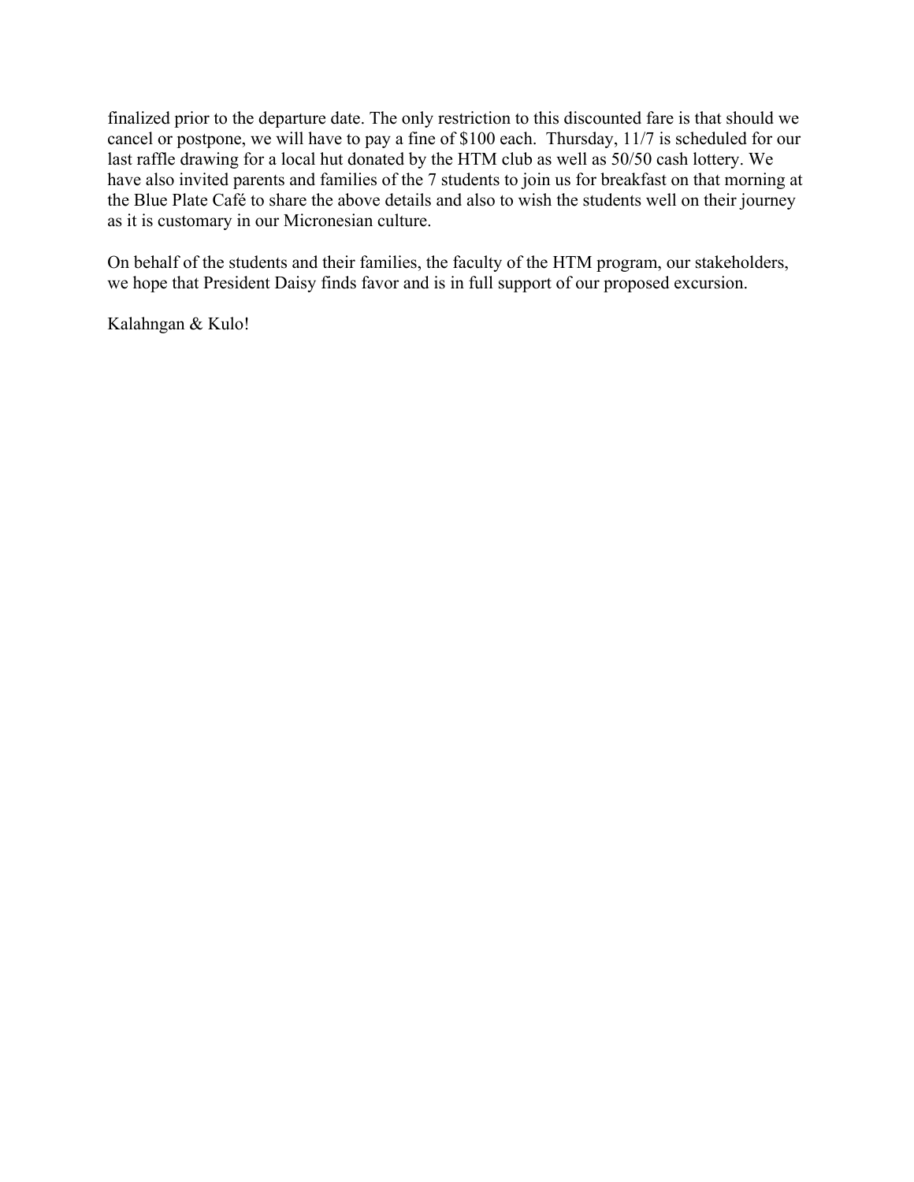finalized prior to the departure date. The only restriction to this discounted fare is that should we cancel or postpone, we will have to pay a fine of $100 each. Thursday, 11/7 is scheduled for our last raffle drawing for a local hut donated by the HTM club as well as 50/50 cash lottery. We have also invited parents and families of the 7 students to join us for breakfast on that morning at the Blue Plate Café to share the above details and also to wish the students well on their journey as it is customary in our Micronesian culture.

On behalf of the students and their families, the faculty of the HTM program, our stakeholders, we hope that President Daisy finds favor and is in full support of our proposed excursion.

Kalahngan & Kulo!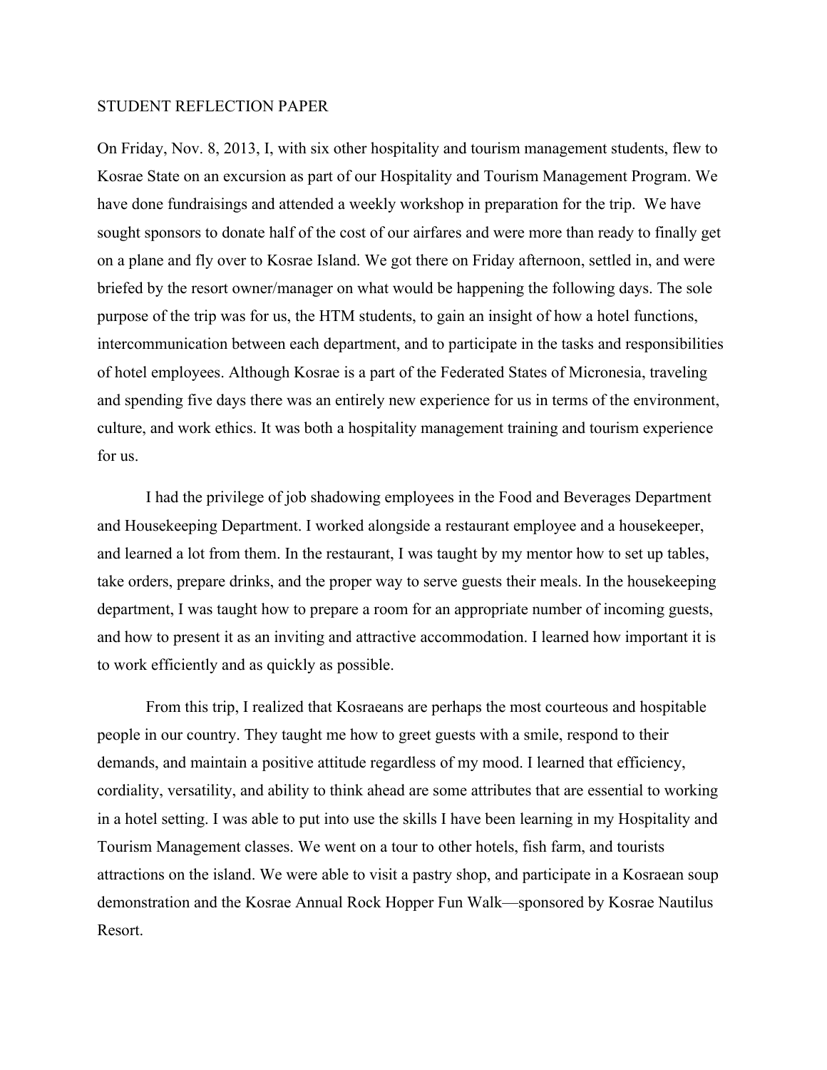STUDENT REFLECTION PAPER

On Friday, Nov. 8, 2013, I, with six other hospitality and tourism management students, flew to Kosrae State on an excursion as part of our Hospitality and Tourism Management Program. We have done fundraisings and attended a weekly workshop in preparation for the trip. We have sought sponsors to donate half of the cost of our airfares and were more than ready to finally get on a plane and fly over to Kosrae Island. We got there on Friday afternoon, settled in, and were briefed by the resort owner/manager on what would be happening the following days. The sole purpose of the trip was for us, the HTM students, to gain an insight of how a hotel functions, intercommunication between each department, and to participate in the tasks and responsibilities of hotel employees. Although Kosrae is a part of the Federated States of Micronesia, traveling and spending five days there was an entirely new experience for us in terms of the environment, culture, and work ethics. It was both a hospitality management training and tourism experience for us.

I had the privilege of job shadowing employees in the Food and Beverages Department and Housekeeping Department. I worked alongside a restaurant employee and a housekeeper, and learned a lot from them. In the restaurant, I was taught by my mentor how to set up tables, take orders, prepare drinks, and the proper way to serve guests their meals. In the housekeeping department, I was taught how to prepare a room for an appropriate number of incoming guests, and how to present it as an inviting and attractive accommodation. I learned how important it is to work efficiently and as quickly as possible.

From this trip, I realized that Kosraeans are perhaps the most courteous and hospitable people in our country. They taught me how to greet guests with a smile, respond to their demands, and maintain a positive attitude regardless of my mood. I learned that efficiency, cordiality, versatility, and ability to think ahead are some attributes that are essential to working in a hotel setting. I was able to put into use the skills I have been learning in my Hospitality and Tourism Management classes. We went on a tour to other hotels, fish farm, and tourists attractions on the island. We were able to visit a pastry shop, and participate in a Kosraean soup demonstration and the Kosrae Annual Rock Hopper Fun Walk—sponsored by Kosrae Nautilus Resort.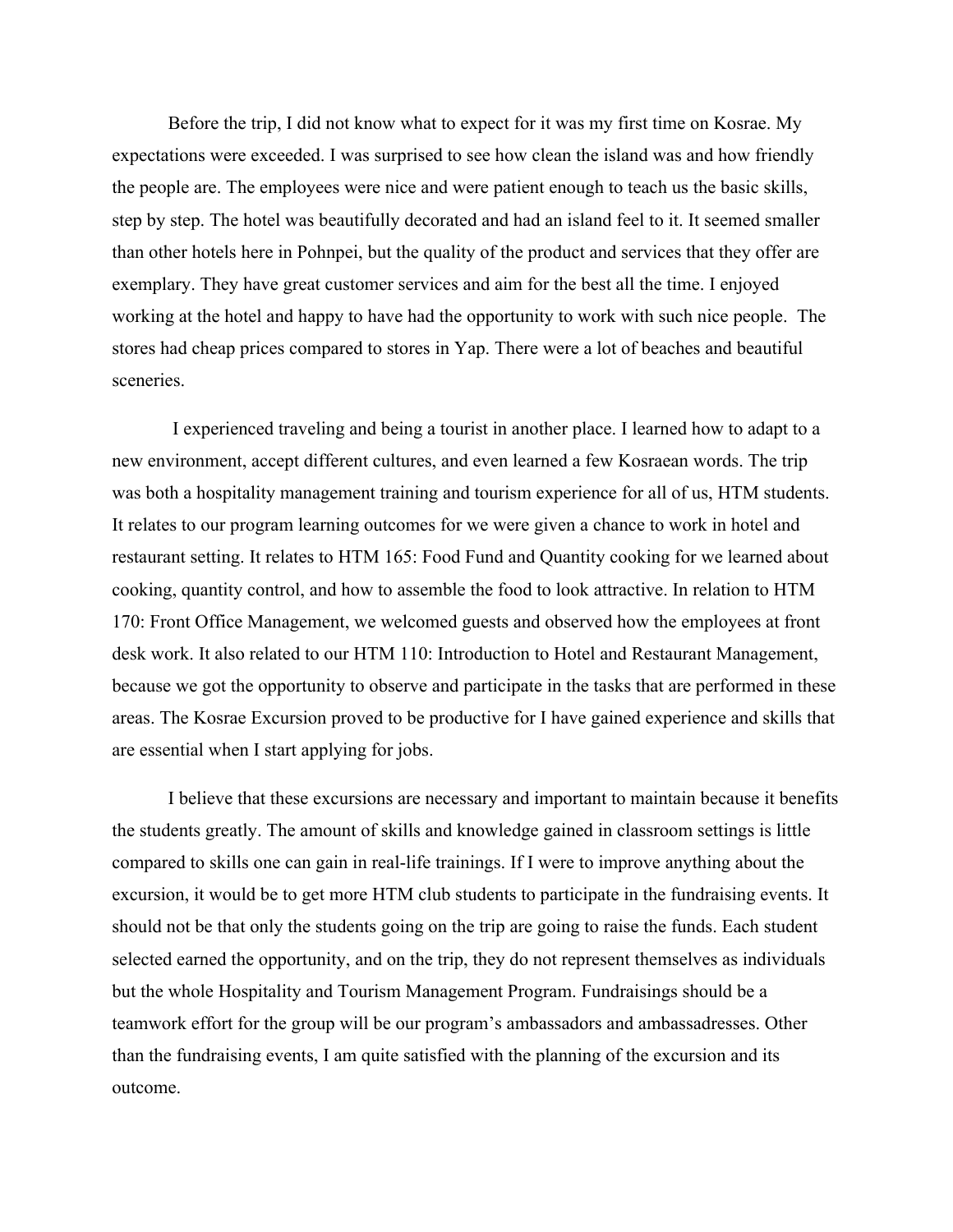Before the trip, I did not know what to expect for it was my first time on Kosrae. My expectations were exceeded. I was surprised to see how clean the island was and how friendly the people are. The employees were nice and were patient enough to teach us the basic skills, step by step. The hotel was beautifully decorated and had an island feel to it. It seemed smaller than other hotels here in Pohnpei, but the quality of the product and services that they offer are exemplary. They have great customer services and aim for the best all the time. I enjoyed working at the hotel and happy to have had the opportunity to work with such nice people. The stores had cheap prices compared to stores in Yap. There were a lot of beaches and beautiful sceneries.

I experienced traveling and being a tourist in another place. I learned how to adapt to a new environment, accept different cultures, and even learned a few Kosraean words. The trip was both a hospitality management training and tourism experience for all of us, HTM students. It relates to our program learning outcomes for we were given a chance to work in hotel and restaurant setting. It relates to HTM 165: Food Fund and Quantity cooking for we learned about cooking, quantity control, and how to assemble the food to look attractive. In relation to HTM 170: Front Office Management, we welcomed guests and observed how the employees at front desk work. It also related to our HTM 110: Introduction to Hotel and Restaurant Management, because we got the opportunity to observe and participate in the tasks that are performed in these areas. The Kosrae Excursion proved to be productive for I have gained experience and skills that are essential when I start applying for jobs.

I believe that these excursions are necessary and important to maintain because it benefits the students greatly. The amount of skills and knowledge gained in classroom settings is little compared to skills one can gain in real-life trainings. If I were to improve anything about the excursion, it would be to get more HTM club students to participate in the fundraising events. It should not be that only the students going on the trip are going to raise the funds. Each student selected earned the opportunity, and on the trip, they do not represent themselves as individuals but the whole Hospitality and Tourism Management Program. Fundraisings should be a teamwork effort for the group will be our program's ambassadors and ambassadresses. Other than the fundraising events, I am quite satisfied with the planning of the excursion and its outcome.